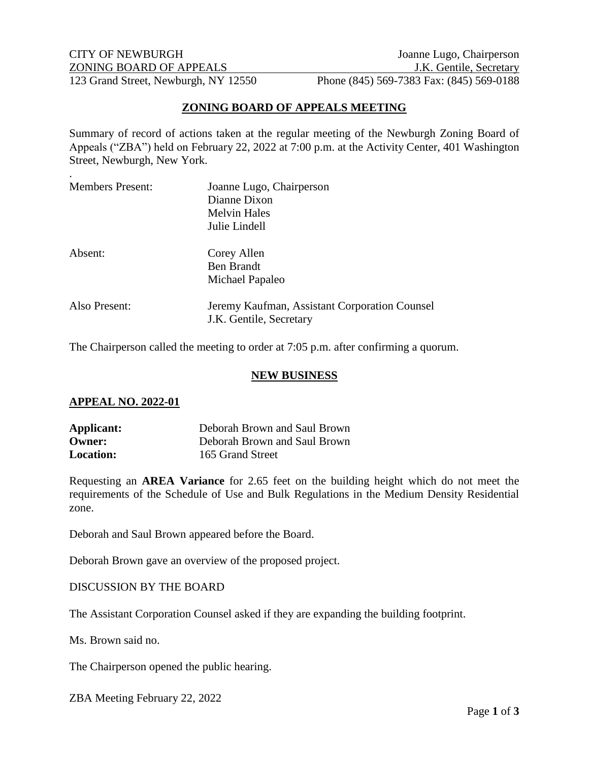CITY OF NEWBURGH  
ZONING BOARD OF APPEALS  
123 Grand Street, Newburgh, NY 12550

Joanne Lugo, Chairperson  
J.K. Gentile, Secretary  
Phone (845) 569-7383 Fax: (845) 569-0188

## ZONING BOARD OF APPEALS MEETING

Summary of record of actions taken at the regular meeting of the Newburgh Zoning Board of Appeals ("ZBA") held on February 22, 2022 at 7:00 p.m. at the Activity Center, 401 Washington Street, Newburgh, New York.

| | |
|---|---|
| Members Present: | Joanne Lugo, Chairperson<br>Dianne Dixon<br>Melvin Hales<br>Julie Lindell |
| Absent: | Corey Allen<br>Ben Brandt<br>Michael Papaleo |
| Also Present: | Jeremy Kaufman, Assistant Corporation Counsel<br>J.K. Gentile, Secretary |

The Chairperson called the meeting to order at 7:05 p.m. after confirming a quorum.

## NEW BUSINESS

### APPEAL NO. 2022-01

**Applicant:** Deborah Brown and Saul Brown  
**Owner:** Deborah Brown and Saul Brown  
**Location:** 165 Grand Street

Requesting an **AREA Variance** for 2.65 feet on the building height which do not meet the requirements of the Schedule of Use and Bulk Regulations in the Medium Density Residential zone.

Deborah and Saul Brown appeared before the Board.

Deborah Brown gave an overview of the proposed project.

DISCUSSION BY THE BOARD

The Assistant Corporation Counsel asked if they are expanding the building footprint.

Ms. Brown said no.

The Chairperson opened the public hearing.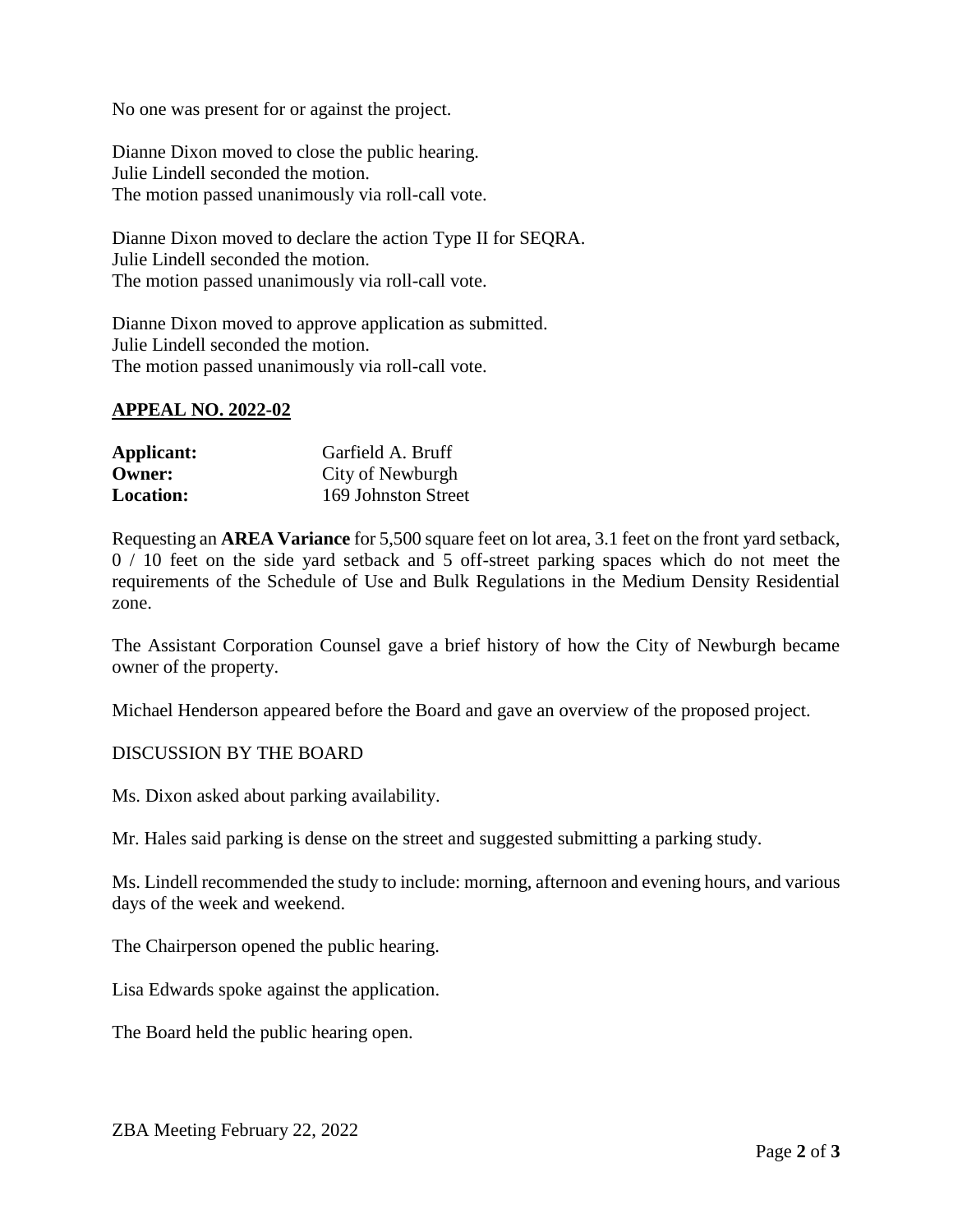No one was present for or against the project.

Dianne Dixon moved to close the public hearing.
Julie Lindell seconded the motion.
The motion passed unanimously via roll-call vote.

Dianne Dixon moved to declare the action Type II for SEQRA.
Julie Lindell seconded the motion.
The motion passed unanimously via roll-call vote.

Dianne Dixon moved to approve application as submitted.
Julie Lindell seconded the motion.
The motion passed unanimously via roll-call vote.

## APPEAL NO. 2022-02

| | |
|---|---|
| **Applicant:** | Garfield A. Bruff |
| **Owner:** | City of Newburgh |
| **Location:** | 169 Johnston Street |

Requesting an **AREA Variance** for 5,500 square feet on lot area, 3.1 feet on the front yard setback, 0 / 10 feet on the side yard setback and 5 off-street parking spaces which do not meet the requirements of the Schedule of Use and Bulk Regulations in the Medium Density Residential zone.

The Assistant Corporation Counsel gave a brief history of how the City of Newburgh became owner of the property.

Michael Henderson appeared before the Board and gave an overview of the proposed project.

DISCUSSION BY THE BOARD

Ms. Dixon asked about parking availability.

Mr. Hales said parking is dense on the street and suggested submitting a parking study.

Ms. Lindell recommended the study to include: morning, afternoon and evening hours, and various days of the week and weekend.

The Chairperson opened the public hearing.

Lisa Edwards spoke against the application.

The Board held the public hearing open.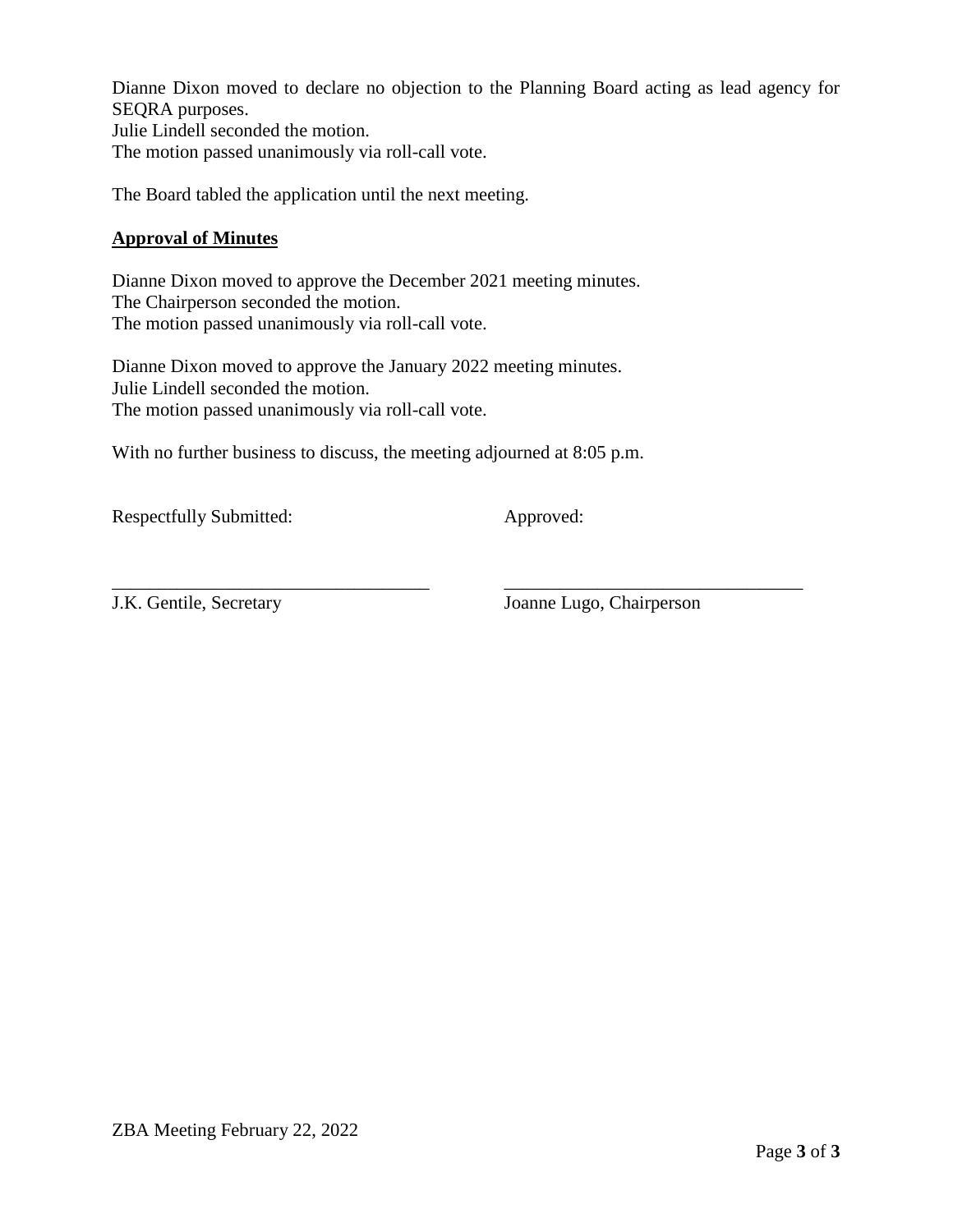Dianne Dixon moved to declare no objection to the Planning Board acting as lead agency for SEQRA purposes.
Julie Lindell seconded the motion.
The motion passed unanimously via roll-call vote.

The Board tabled the application until the next meeting.

**Approval of Minutes**

Dianne Dixon moved to approve the December 2021 meeting minutes.
The Chairperson seconded the motion.
The motion passed unanimously via roll-call vote.

Dianne Dixon moved to approve the January 2022 meeting minutes.
Julie Lindell seconded the motion.
The motion passed unanimously via roll-call vote.

With no further business to discuss, the meeting adjourned at 8:05 p.m.

Respectfully Submitted: Approved:

___________________________________ ________________________________
J.K. Gentile, Secretary Joanne Lugo, Chairperson